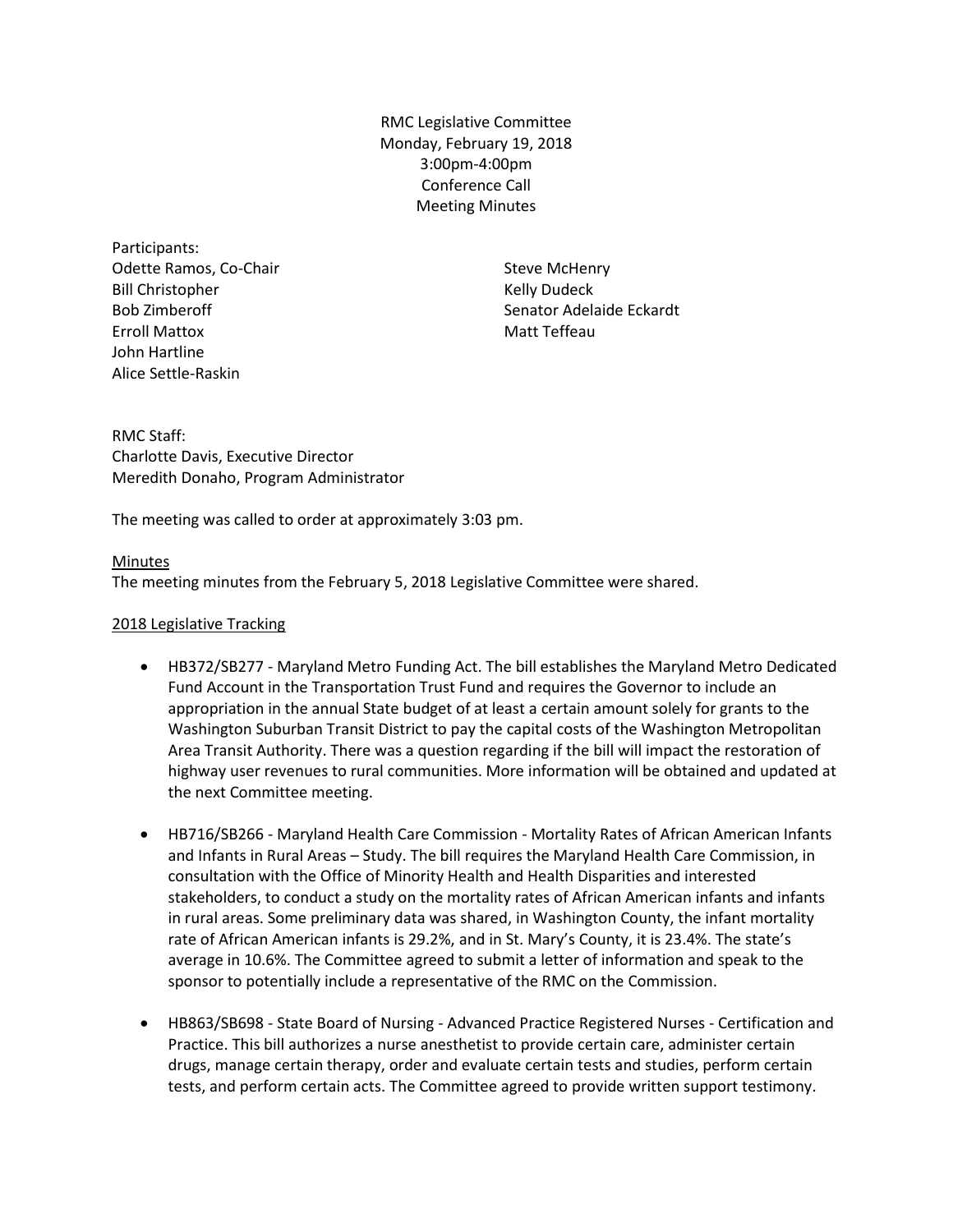RMC Legislative Committee
Monday, February 19, 2018
3:00pm-4:00pm
Conference Call
Meeting Minutes

Participants:

- Odette Ramos, Co-Chair
- Bill Christopher
- Bob Zimberoff
- Erroll Mattox
- John Hartline
- Alice Settle-Raskin
- Steve McHenry
- Kelly Dudeck
- Senator Adelaide Eckardt
- Matt Teffeau

RMC Staff:
Charlotte Davis, Executive Director
Meredith Donaho, Program Administrator

The meeting was called to order at approximately 3:03 pm.

<u>Minutes</u>

The meeting minutes from the February 5, 2018 Legislative Committee were shared.

<u>2018 Legislative Tracking</u>

- HB372/SB277 - Maryland Metro Funding Act. The bill establishes the Maryland Metro Dedicated Fund Account in the Transportation Trust Fund and requires the Governor to include an appropriation in the annual State budget of at least a certain amount solely for grants to the Washington Suburban Transit District to pay the capital costs of the Washington Metropolitan Area Transit Authority. There was a question regarding if the bill will impact the restoration of highway user revenues to rural communities. More information will be obtained and updated at the next Committee meeting.

- HB716/SB266 - Maryland Health Care Commission - Mortality Rates of African American Infants and Infants in Rural Areas – Study. The bill requires the Maryland Health Care Commission, in consultation with the Office of Minority Health and Health Disparities and interested stakeholders, to conduct a study on the mortality rates of African American infants and infants in rural areas. Some preliminary data was shared, in Washington County, the infant mortality rate of African American infants is 29.2%, and in St. Mary's County, it is 23.4%. The state's average in 10.6%. The Committee agreed to submit a letter of information and speak to the sponsor to potentially include a representative of the RMC on the Commission.

- HB863/SB698 - State Board of Nursing - Advanced Practice Registered Nurses - Certification and Practice. This bill authorizes a nurse anesthetist to provide certain care, administer certain drugs, manage certain therapy, order and evaluate certain tests and studies, perform certain tests, and perform certain acts. The Committee agreed to provide written support testimony.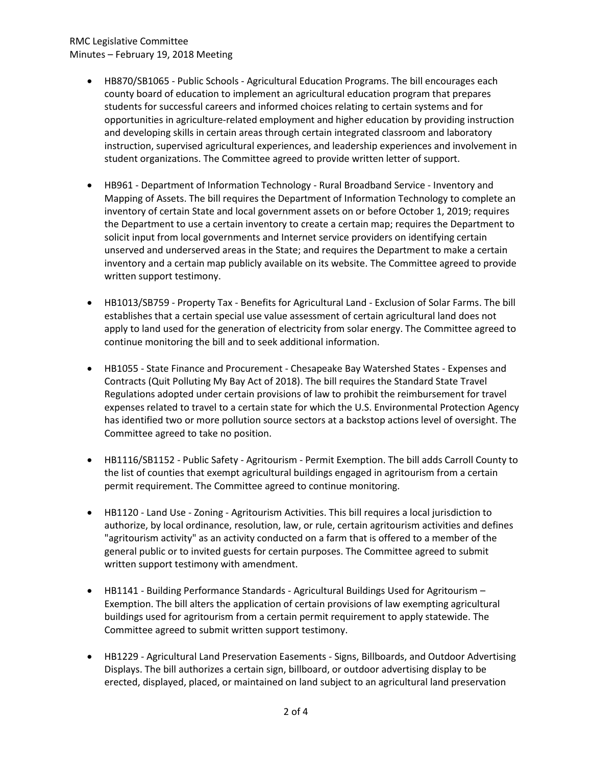- HB870/SB1065 - Public Schools - Agricultural Education Programs. The bill encourages each county board of education to implement an agricultural education program that prepares students for successful careers and informed choices relating to certain systems and for opportunities in agriculture-related employment and higher education by providing instruction and developing skills in certain areas through certain integrated classroom and laboratory instruction, supervised agricultural experiences, and leadership experiences and involvement in student organizations. The Committee agreed to provide written letter of support.

- HB961 - Department of Information Technology - Rural Broadband Service - Inventory and Mapping of Assets. The bill requires the Department of Information Technology to complete an inventory of certain State and local government assets on or before October 1, 2019; requires the Department to use a certain inventory to create a certain map; requires the Department to solicit input from local governments and Internet service providers on identifying certain unserved and underserved areas in the State; and requires the Department to make a certain inventory and a certain map publicly available on its website. The Committee agreed to provide written support testimony.

- HB1013/SB759 - Property Tax - Benefits for Agricultural Land - Exclusion of Solar Farms. The bill establishes that a certain special use value assessment of certain agricultural land does not apply to land used for the generation of electricity from solar energy. The Committee agreed to continue monitoring the bill and to seek additional information.

- HB1055 - State Finance and Procurement - Chesapeake Bay Watershed States - Expenses and Contracts (Quit Polluting My Bay Act of 2018). The bill requires the Standard State Travel Regulations adopted under certain provisions of law to prohibit the reimbursement for travel expenses related to travel to a certain state for which the U.S. Environmental Protection Agency has identified two or more pollution source sectors at a backstop actions level of oversight. The Committee agreed to take no position.

- HB1116/SB1152 - Public Safety - Agritourism - Permit Exemption. The bill adds Carroll County to the list of counties that exempt agricultural buildings engaged in agritourism from a certain permit requirement. The Committee agreed to continue monitoring.

- HB1120 - Land Use - Zoning - Agritourism Activities. This bill requires a local jurisdiction to authorize, by local ordinance, resolution, law, or rule, certain agritourism activities and defines "agritourism activity" as an activity conducted on a farm that is offered to a member of the general public or to invited guests for certain purposes. The Committee agreed to submit written support testimony with amendment.

- HB1141 - Building Performance Standards - Agricultural Buildings Used for Agritourism – Exemption. The bill alters the application of certain provisions of law exempting agricultural buildings used for agritourism from a certain permit requirement to apply statewide. The Committee agreed to submit written support testimony.

- HB1229 - Agricultural Land Preservation Easements - Signs, Billboards, and Outdoor Advertising Displays. The bill authorizes a certain sign, billboard, or outdoor advertising display to be erected, displayed, placed, or maintained on land subject to an agricultural land preservation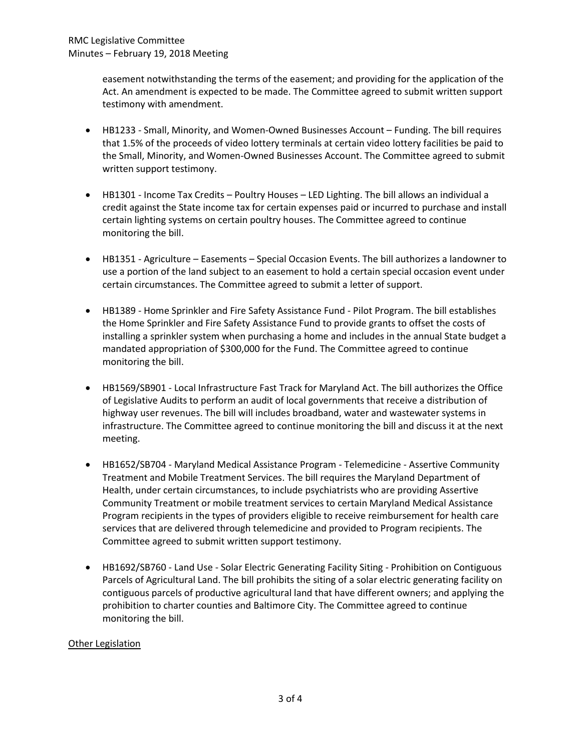easement notwithstanding the terms of the easement; and providing for the application of the Act. An amendment is expected to be made. The Committee agreed to submit written support testimony with amendment.

- HB1233 - Small, Minority, and Women-Owned Businesses Account – Funding. The bill requires that 1.5% of the proceeds of video lottery terminals at certain video lottery facilities be paid to the Small, Minority, and Women-Owned Businesses Account. The Committee agreed to submit written support testimony.

- HB1301 - Income Tax Credits – Poultry Houses – LED Lighting. The bill allows an individual a credit against the State income tax for certain expenses paid or incurred to purchase and install certain lighting systems on certain poultry houses. The Committee agreed to continue monitoring the bill.

- HB1351 - Agriculture – Easements – Special Occasion Events. The bill authorizes a landowner to use a portion of the land subject to an easement to hold a certain special occasion event under certain circumstances. The Committee agreed to submit a letter of support.

- HB1389 - Home Sprinkler and Fire Safety Assistance Fund - Pilot Program. The bill establishes the Home Sprinkler and Fire Safety Assistance Fund to provide grants to offset the costs of installing a sprinkler system when purchasing a home and includes in the annual State budget a mandated appropriation of $300,000 for the Fund. The Committee agreed to continue monitoring the bill.

- HB1569/SB901 - Local Infrastructure Fast Track for Maryland Act. The bill authorizes the Office of Legislative Audits to perform an audit of local governments that receive a distribution of highway user revenues. The bill will includes broadband, water and wastewater systems in infrastructure. The Committee agreed to continue monitoring the bill and discuss it at the next meeting.

- HB1652/SB704 - Maryland Medical Assistance Program - Telemedicine - Assertive Community Treatment and Mobile Treatment Services. The bill requires the Maryland Department of Health, under certain circumstances, to include psychiatrists who are providing Assertive Community Treatment or mobile treatment services to certain Maryland Medical Assistance Program recipients in the types of providers eligible to receive reimbursement for health care services that are delivered through telemedicine and provided to Program recipients. The Committee agreed to submit written support testimony.

- HB1692/SB760 - Land Use - Solar Electric Generating Facility Siting - Prohibition on Contiguous Parcels of Agricultural Land. The bill prohibits the siting of a solar electric generating facility on contiguous parcels of productive agricultural land that have different owners; and applying the prohibition to charter counties and Baltimore City. The Committee agreed to continue monitoring the bill.

<u>Other Legislation</u>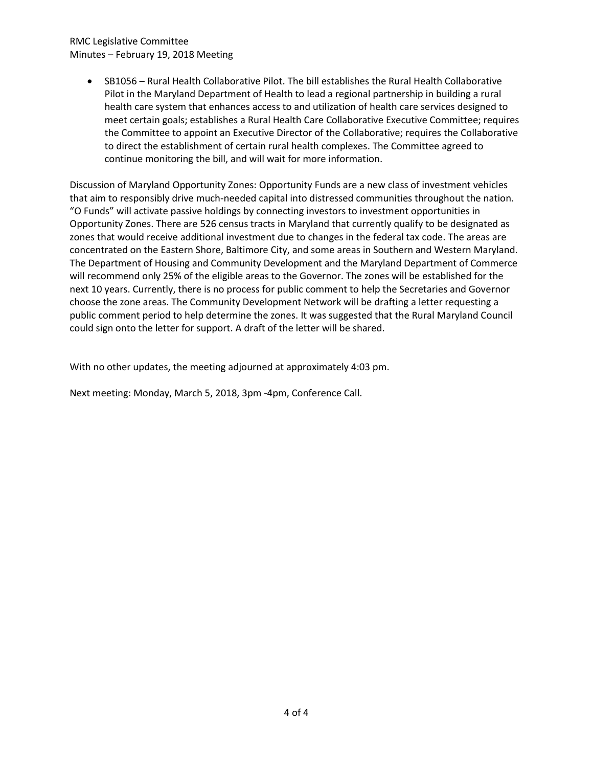- SB1056 – Rural Health Collaborative Pilot. The bill establishes the Rural Health Collaborative Pilot in the Maryland Department of Health to lead a regional partnership in building a rural health care system that enhances access to and utilization of health care services designed to meet certain goals; establishes a Rural Health Care Collaborative Executive Committee; requires the Committee to appoint an Executive Director of the Collaborative; requires the Collaborative to direct the establishment of certain rural health complexes. The Committee agreed to continue monitoring the bill, and will wait for more information.

Discussion of Maryland Opportunity Zones: Opportunity Funds are a new class of investment vehicles that aim to responsibly drive much-needed capital into distressed communities throughout the nation. "O Funds" will activate passive holdings by connecting investors to investment opportunities in Opportunity Zones. There are 526 census tracts in Maryland that currently qualify to be designated as zones that would receive additional investment due to changes in the federal tax code. The areas are concentrated on the Eastern Shore, Baltimore City, and some areas in Southern and Western Maryland. The Department of Housing and Community Development and the Maryland Department of Commerce will recommend only 25% of the eligible areas to the Governor. The zones will be established for the next 10 years. Currently, there is no process for public comment to help the Secretaries and Governor choose the zone areas. The Community Development Network will be drafting a letter requesting a public comment period to help determine the zones. It was suggested that the Rural Maryland Council could sign onto the letter for support. A draft of the letter will be shared.

With no other updates, the meeting adjourned at approximately 4:03 pm.

Next meeting: Monday, March 5, 2018, 3pm -4pm, Conference Call.